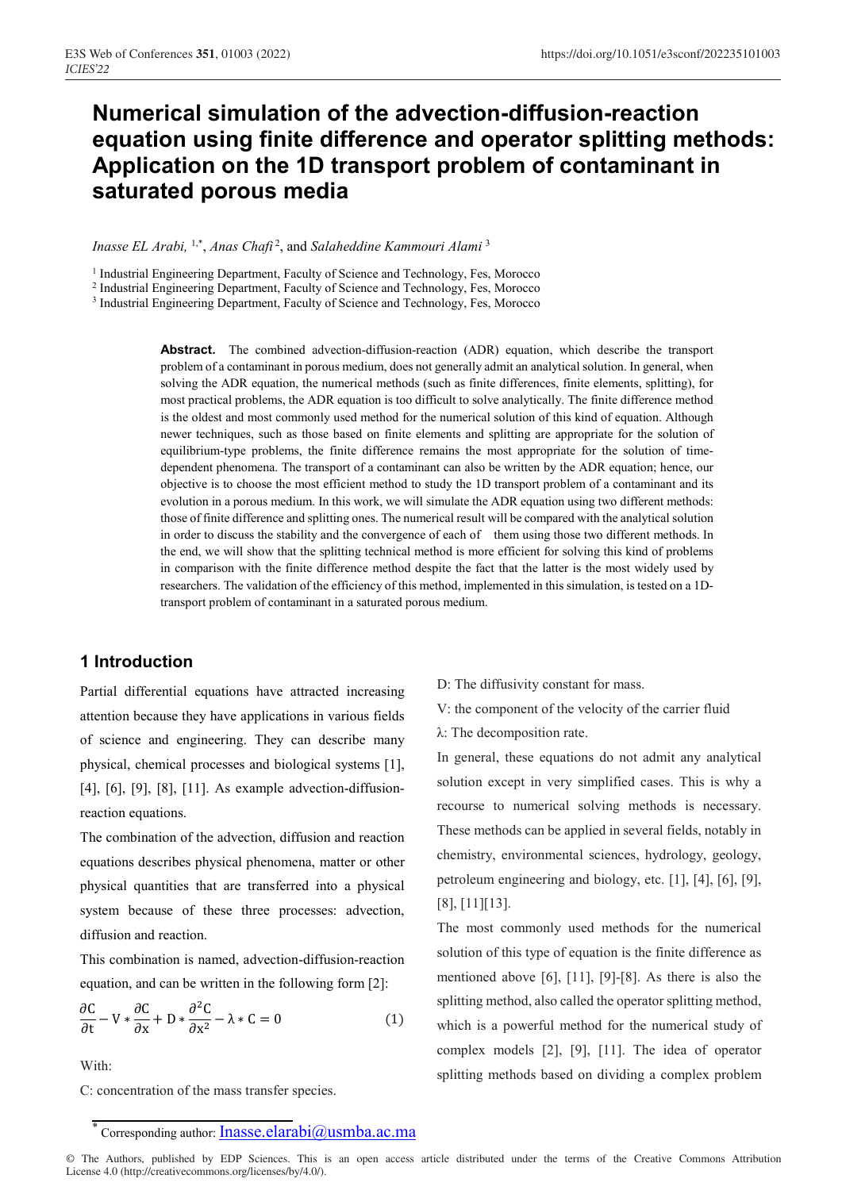# Numerical simulation of the advection-diffusion-reaction equation using finite difference and operator splitting methods: Application on the 1D transport problem of contaminant in saturated porous media

*Inasse EL Arabi,* [1,*], *Anas Chafi* [2], and *Salaheddine Kammouri Alami* [3]

[1] Industrial Engineering Department, Faculty of Science and Technology, Fes, Morocco
[2] Industrial Engineering Department, Faculty of Science and Technology, Fes, Morocco
[3] Industrial Engineering Department, Faculty of Science and Technology, Fes, Morocco

**Abstract.** The combined advection-diffusion-reaction (ADR) equation, which describe the transport problem of a contaminant in porous medium, does not generally admit an analytical solution. In general, when solving the ADR equation, the numerical methods (such as finite differences, finite elements, splitting), for most practical problems, the ADR equation is too difficult to solve analytically. The finite difference method is the oldest and most commonly used method for the numerical solution of this kind of equation. Although newer techniques, such as those based on finite elements and splitting are appropriate for the solution of equilibrium-type problems, the finite difference remains the most appropriate for the solution of time-dependent phenomena. The transport of a contaminant can also be written by the ADR equation; hence, our objective is to choose the most efficient method to study the 1D transport problem of a contaminant and its evolution in a porous medium. In this work, we will simulate the ADR equation using two different methods: those of finite difference and splitting ones. The numerical result will be compared with the analytical solution in order to discuss the stability and the convergence of each of them using those two different methods. In the end, we will show that the splitting technical method is more efficient for solving this kind of problems in comparison with the finite difference method despite the fact that the latter is the most widely used by researchers. The validation of the efficiency of this method, implemented in this simulation, is tested on a 1D-transport problem of contaminant in a saturated porous medium.

## 1 Introduction

Partial differential equations have attracted increasing attention because they have applications in various fields of science and engineering. They can describe many physical, chemical processes and biological systems [1], [4], [6], [9], [8], [11]. As example advection-diffusion-reaction equations.

The combination of the advection, diffusion and reaction equations describes physical phenomena, matter or other physical quantities that are transferred into a physical system because of these three processes: advection, diffusion and reaction.

This combination is named, advection-diffusion-reaction equation, and can be written in the following form [2]:

$$\frac{\partial C}{\partial t} - V * \frac{\partial C}{\partial x} + D * \frac{\partial^2 C}{\partial x^2} - \lambda * C = 0 \qquad (1)$$

With:

C: concentration of the mass transfer species.

D: The diffusivity constant for mass.

V: the component of the velocity of the carrier fluid

λ: The decomposition rate.

In general, these equations do not admit any analytical solution except in very simplified cases. This is why a recourse to numerical solving methods is necessary. These methods can be applied in several fields, notably in chemistry, environmental sciences, hydrology, geology, petroleum engineering and biology, etc. [1], [4], [6], [9], [8], [11][13].

The most commonly used methods for the numerical solution of this type of equation is the finite difference as mentioned above [6], [11], [9]-[8]. As there is also the splitting method, also called the operator splitting method, which is a powerful method for the numerical study of complex models [2], [9], [11]. The idea of operator splitting methods based on dividing a complex problem

* Corresponding author: Inasse.elarabi@usmba.ac.ma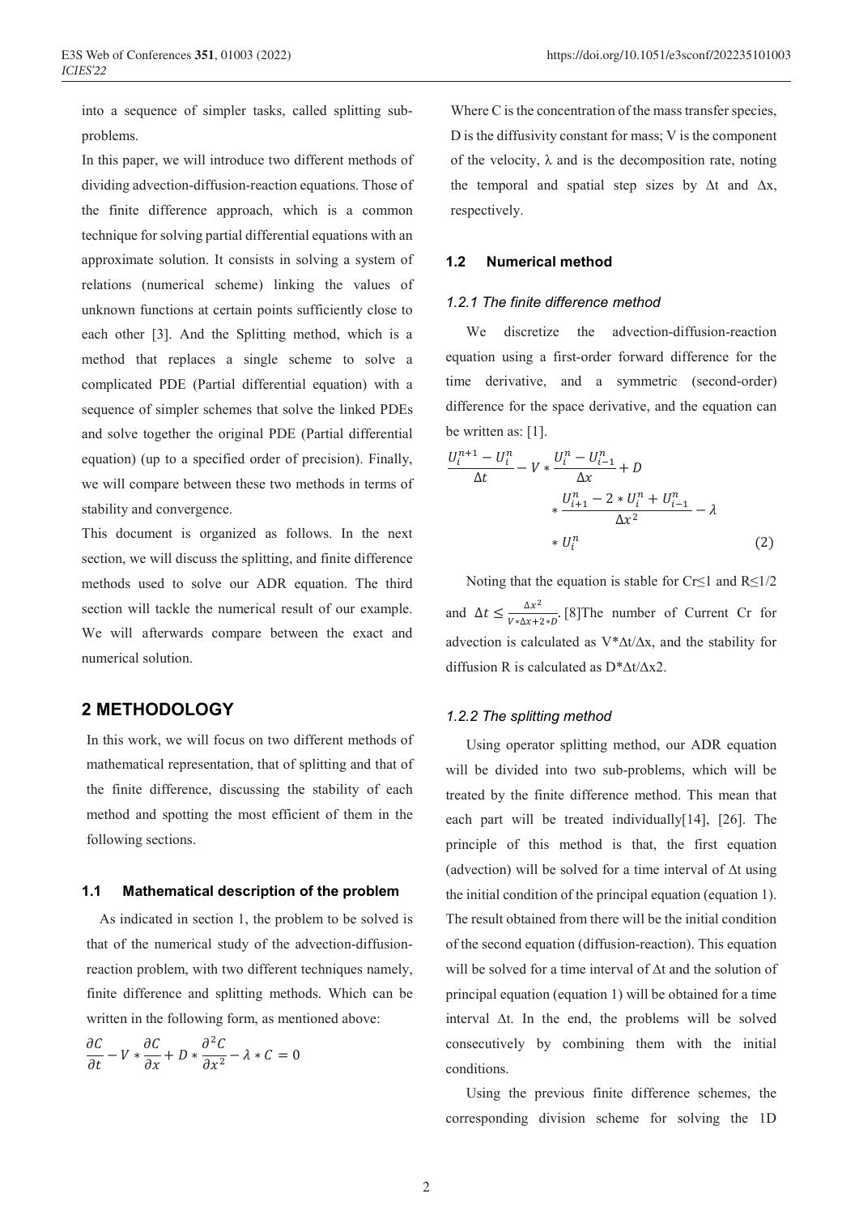into a sequence of simpler tasks, called splitting sub-problems.

In this paper, we will introduce two different methods of dividing advection-diffusion-reaction equations. Those of the finite difference approach, which is a common technique for solving partial differential equations with an approximate solution. It consists in solving a system of relations (numerical scheme) linking the values of unknown functions at certain points sufficiently close to each other [3]. And the Splitting method, which is a method that replaces a single scheme to solve a complicated PDE (Partial differential equation) with a sequence of simpler schemes that solve the linked PDEs and solve together the original PDE (Partial differential equation) (up to a specified order of precision). Finally, we will compare between these two methods in terms of stability and convergence.

This document is organized as follows. In the next section, we will discuss the splitting, and finite difference methods used to solve our ADR equation. The third section will tackle the numerical result of our example. We will afterwards compare between the exact and numerical solution.

## 2 METHODOLOGY

In this work, we will focus on two different methods of mathematical representation, that of splitting and that of the finite difference, discussing the stability of each method and spotting the most efficient of them in the following sections.

### 1.1 Mathematical description of the problem

As indicated in section 1, the problem to be solved is that of the numerical study of the advection-diffusion-reaction problem, with two different techniques namely, finite difference and splitting methods. Which can be written in the following form, as mentioned above:

$$\frac{\partial C}{\partial t} - V * \frac{\partial C}{\partial x} + D * \frac{\partial^2 C}{\partial x^2} - \lambda * C = 0$$

Where C is the concentration of the mass transfer species, D is the diffusivity constant for mass; V is the component of the velocity, λ and is the decomposition rate, noting the temporal and spatial step sizes by Δt and Δx, respectively.

### 1.2 Numerical method

#### *1.2.1 The finite difference method*

We discretize the advection-diffusion-reaction equation using a first-order forward difference for the time derivative, and a symmetric (second-order) difference for the space derivative, and the equation can be written as: [1].

$$\frac{U_i^{n+1} - U_i^n}{\Delta t} - V * \frac{U_i^n - U_{i-1}^n}{\Delta x} + D * \frac{U_{i+1}^n - 2 * U_i^n + U_{i-1}^n}{\Delta x^2} - \lambda * U_i^n \tag{2}$$

Noting that the equation is stable for Cr≤1 and R≤1/2 and $\Delta t \leq \frac{\Delta x^2}{V * \Delta x + 2 * D}$. [8]The number of Current Cr for advection is calculated as V*Δt/Δx, and the stability for diffusion R is calculated as D*Δt/Δx2.

#### *1.2.2 The splitting method*

Using operator splitting method, our ADR equation will be divided into two sub-problems, which will be treated by the finite difference method. This mean that each part will be treated individually[14], [26]. The principle of this method is that, the first equation (advection) will be solved for a time interval of Δt using the initial condition of the principal equation (equation 1). The result obtained from there will be the initial condition of the second equation (diffusion-reaction). This equation will be solved for a time interval of Δt and the solution of principal equation (equation 1) will be obtained for a time interval Δt. In the end, the problems will be solved consecutively by combining them with the initial conditions.

Using the previous finite difference schemes, the corresponding division scheme for solving the 1D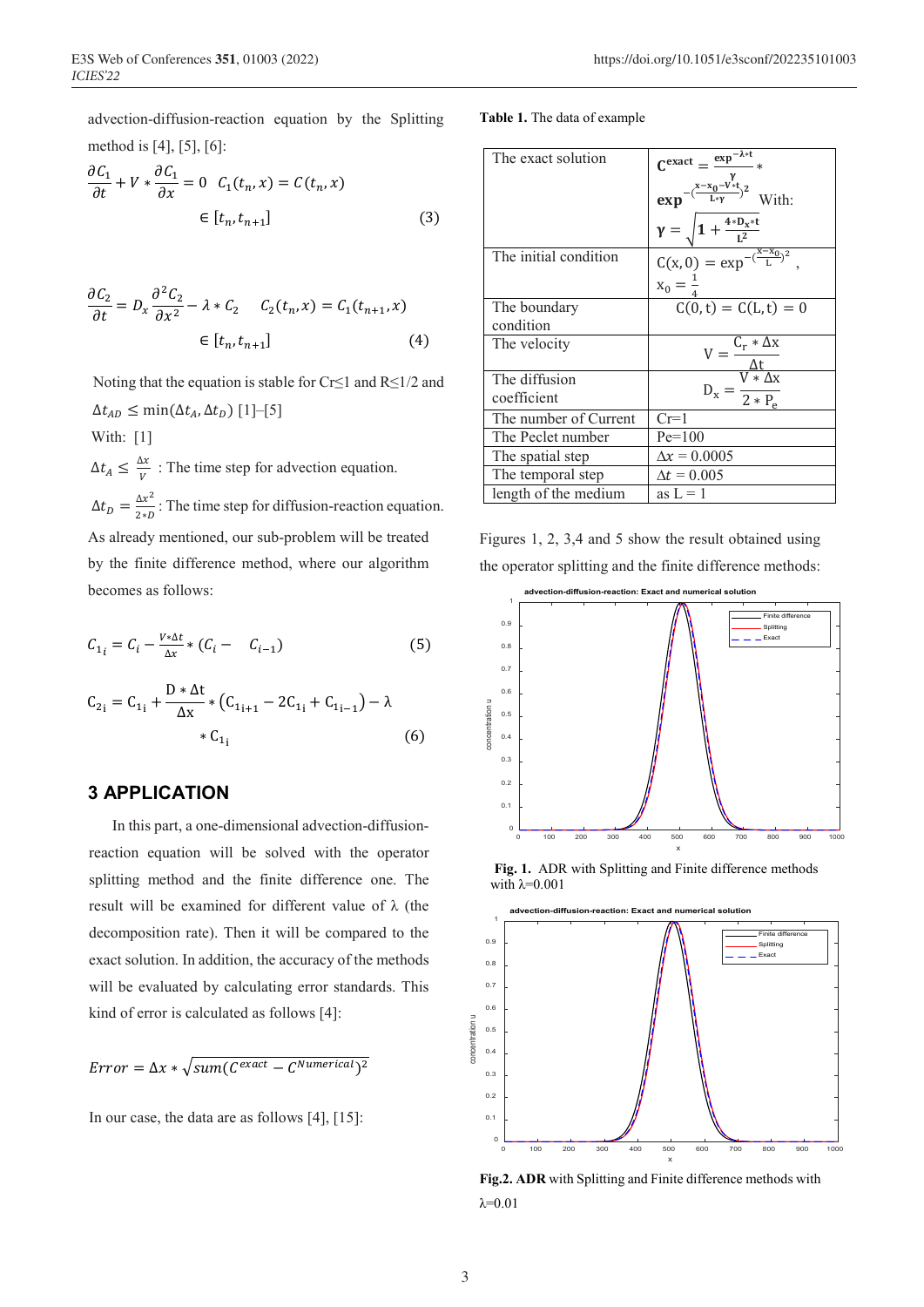advection-diffusion-reaction equation by the Splitting method is [4], [5], [6]:

$$\frac{\partial C_1}{\partial t} + V * \frac{\partial C_1}{\partial x} = 0 \quad C_1(t_n, x) = C(t_n, x) \in [t_n, t_{n+1}] \tag{3}$$

$$\frac{\partial C_2}{\partial t} = D_x \frac{\partial^2 C_2}{\partial x^2} - \lambda * C_2 \quad C_2(t_n, x) = C_1(t_{n+1}, x) \in [t_n, t_{n+1}] \tag{4}$$

Noting that the equation is stable for Cr≤1 and R≤1/2 and $\Delta t_{AD} \leq \min(\Delta t_A, \Delta t_D)$ [1]–[5]

With: [1]

$\Delta t_A \leq \frac{\Delta x}{V}$ : The time step for advection equation.

$\Delta t_D = \frac{\Delta x^2}{2 * D}$: The time step for diffusion-reaction equation.

As already mentioned, our sub-problem will be treated by the finite difference method, where our algorithm becomes as follows:

$$C_{1_i} = C_i - \frac{V * \Delta t}{\Delta x} * (C_i - C_{i-1}) \tag{5}$$

$$C_{2_i} = C_{1_i} + \frac{D * \Delta t}{\Delta x} * (C_{1_{i+1}} - 2C_{1_i} + C_{1_{i-1}}) - \lambda * C_{1_i} \tag{6}$$

## 3 APPLICATION

In this part, a one-dimensional advection-diffusion-reaction equation will be solved with the operator splitting method and the finite difference one. The result will be examined for different value of λ (the decomposition rate). Then it will be compared to the exact solution. In addition, the accuracy of the methods will be evaluated by calculating error standards. This kind of error is calculated as follows [4]:

$$Error = \Delta x * \sqrt{sum(C^{exact} - C^{Numerical})^2}$$

In our case, the data are as follows [4], [15]:

**Table 1.** The data of example

| | |
|---|---|
| The exact solution | $C^{exact} = \frac{\exp^{-\lambda * t}}{\gamma} * \exp^{-\left(\frac{x - x_0 - V * t}{L * \gamma}\right)^2}$ With: $\gamma = \sqrt{1 + \frac{4 * D_x * t}{L^2}}$ |
| The initial condition | $C(x, 0) = \exp^{-\left(\frac{x - x_0}{L}\right)^2}$, $x_0 = \frac{1}{4}$ |
| The boundary condition | $C(0, t) = C(L, t) = 0$ |
| The velocity | $V = \frac{C_r * \Delta x}{\Delta t}$ |
| The diffusion coefficient | $D_x = \frac{V * \Delta x}{2 * P_e}$ |
| The number of Current | Cr=1 |
| The Peclet number | Pe=100 |
| The spatial step | $\Delta x = 0.0005$ |
| The temporal step | $\Delta t = 0.005$ |
| length of the medium | as L = 1 |

Figures 1, 2, 3,4 and 5 show the result obtained using the operator splitting and the finite difference methods:

**Fig. 1.** ADR with Splitting and Finite difference methods with λ=0.001

**Fig.2. ADR** with Splitting and Finite difference methods with λ=0.01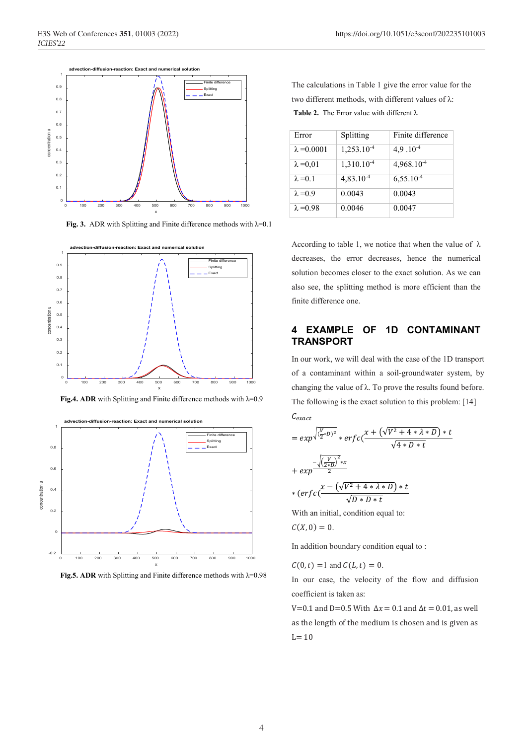Fig. 3. ADR with Splitting and Finite difference methods with λ=0.1

Fig.4. **ADR** with Splitting and Finite difference methods with λ=0.9

Fig.5. **ADR** with Splitting and Finite difference methods with λ=0.98

The calculations in Table 1 give the error value for the two different methods, with different values of λ:

**Table 2.** The Error value with different λ

| Error | Splitting | Finite difference |
|---|---|---|
| λ =0.0001 | $1{,}253.10^{-4}$ | $4{,}9\ .10^{-4}$ |
| λ =0,01 | $1{,}310.10^{-4}$ | $4{,}968.10^{-4}$ |
| λ =0.1 | $4{,}83.10^{-4}$ | $6{,}55.10^{-4}$ |
| λ =0.9 | 0.0043 | 0.0043 |
| λ =0.98 | 0.0046 | 0.0047 |

According to table 1, we notice that when the value of λ decreases, the error decreases, hence the numerical solution becomes closer to the exact solution. As we can also see, the splitting method is more efficient than the finite difference one.

## 4 EXAMPLE OF 1D CONTAMINANT TRANSPORT

In our work, we will deal with the case of the 1D transport of a contaminant within a soil-groundwater system, by changing the value of λ. To prove the results found before. The following is the exact solution to this problem: [14]

$$C_{exact}$$

$$= exp^{\sqrt{(\frac{V}{2}*D)^2}} * erfc(\frac{x + \left(\sqrt{V^2 + 4 * \lambda * D}\right) * t}{\sqrt{4 * D * t}}$$

$$+ exp^{\frac{-\sqrt{\left(\frac{V}{2*D}\right)^2} * x}{2}}$$

$$* (erfc(\frac{x - \left(\sqrt{V^2 + 4 * \lambda * D}\right) * t}{\sqrt{D * D * t}}$$

With an initial, condition equal to:

$C(X, 0) = 0.$

In addition boundary condition equal to :

$C(0, t) = 1$ and $C(L, t) = 0.$

In our case, the velocity of the flow and diffusion coefficient is taken as:

V=0.1 and D=0.5 With $\Delta x = 0.1$ and $\Delta t = 0.01$, as well as the length of the medium is chosen and is given as L= 10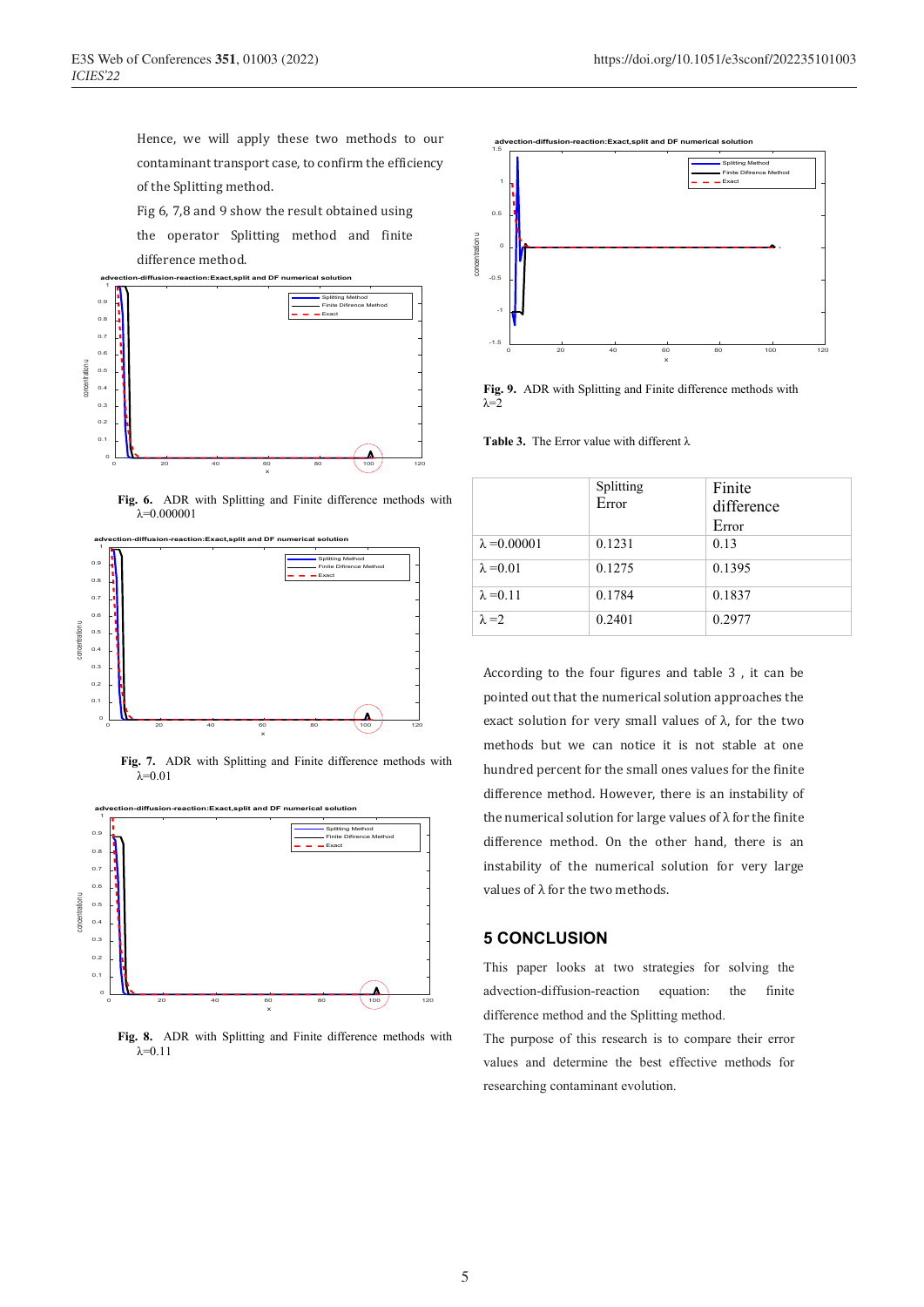Hence, we will apply these two methods to our contaminant transport case, to confirm the efficiency of the Splitting method.

Fig 6, 7,8 and 9 show the result obtained using the operator Splitting method and finite difference method.

**Fig. 6.** ADR with Splitting and Finite difference methods with $\lambda$=0.000001

**Fig. 7.** ADR with Splitting and Finite difference methods with $\lambda$=0.01

**Fig. 8.** ADR with Splitting and Finite difference methods with $\lambda$=0.11

**Fig. 9.** ADR with Splitting and Finite difference methods with $\lambda$=2

**Table 3.** The Error value with different $\lambda$

| | Splitting Error | Finite difference Error |
|---|---|---|
| $\lambda$ =0.00001 | 0.1231 | 0.13 |
| $\lambda$ =0.01 | 0.1275 | 0.1395 |
| $\lambda$ =0.11 | 0.1784 | 0.1837 |
| $\lambda$ =2 | 0.2401 | 0.2977 |

According to the four figures and table 3 , it can be pointed out that the numerical solution approaches the exact solution for very small values of $\lambda$, for the two methods but we can notice it is not stable at one hundred percent for the small ones values for the finite difference method. However, there is an instability of the numerical solution for large values of $\lambda$ for the finite difference method. On the other hand, there is an instability of the numerical solution for very large values of $\lambda$ for the two methods.

## 5 CONCLUSION

This paper looks at two strategies for solving the advection-diffusion-reaction equation: the finite difference method and the Splitting method.

The purpose of this research is to compare their error values and determine the best effective methods for researching contaminant evolution.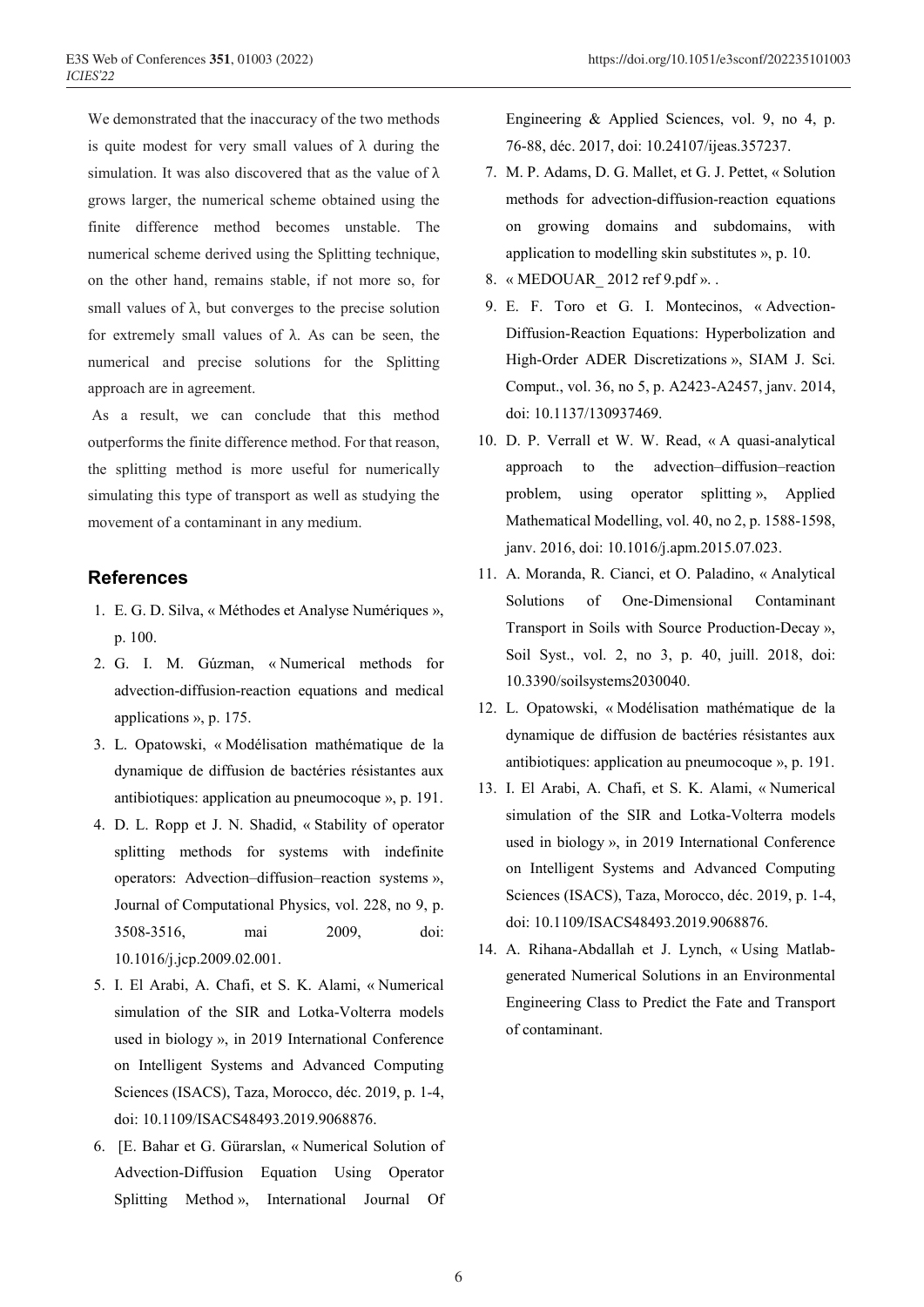We demonstrated that the inaccuracy of the two methods is quite modest for very small values of λ during the simulation. It was also discovered that as the value of λ grows larger, the numerical scheme obtained using the finite difference method becomes unstable. The numerical scheme derived using the Splitting technique, on the other hand, remains stable, if not more so, for small values of λ, but converges to the precise solution for extremely small values of λ. As can be seen, the numerical and precise solutions for the Splitting approach are in agreement.

As a result, we can conclude that this method outperforms the finite difference method. For that reason, the splitting method is more useful for numerically simulating this type of transport as well as studying the movement of a contaminant in any medium.

## References

1. E. G. D. Silva, « Méthodes et Analyse Numériques », p. 100.
2. G. I. M. Gúzman, « Numerical methods for advection-diffusion-reaction equations and medical applications », p. 175.
3. L. Opatowski, « Modélisation mathématique de la dynamique de diffusion de bactéries résistantes aux antibiotiques: application au pneumocoque », p. 191.
4. D. L. Ropp et J. N. Shadid, « Stability of operator splitting methods for systems with indefinite operators: Advection–diffusion–reaction systems », Journal of Computational Physics, vol. 228, no 9, p. 3508-3516, mai 2009, doi: 10.1016/j.jcp.2009.02.001.
5. I. El Arabi, A. Chafi, et S. K. Alami, « Numerical simulation of the SIR and Lotka-Volterra models used in biology », in 2019 International Conference on Intelligent Systems and Advanced Computing Sciences (ISACS), Taza, Morocco, déc. 2019, p. 1-4, doi: 10.1109/ISACS48493.2019.9068876.
6. [E. Bahar et G. Gürarslan, « Numerical Solution of Advection-Diffusion Equation Using Operator Splitting Method », International Journal Of Engineering & Applied Sciences, vol. 9, no 4, p. 76-88, déc. 2017, doi: 10.24107/ijeas.357237.
7. M. P. Adams, D. G. Mallet, et G. J. Pettet, « Solution methods for advection-diffusion-reaction equations on growing domains and subdomains, with application to modelling skin substitutes », p. 10.
8. « MEDOUAR_ 2012 ref 9.pdf ». .
9. E. F. Toro et G. I. Montecinos, « Advection-Diffusion-Reaction Equations: Hyperbolization and High-Order ADER Discretizations », SIAM J. Sci. Comput., vol. 36, no 5, p. A2423-A2457, janv. 2014, doi: 10.1137/130937469.
10. D. P. Verrall et W. W. Read, « A quasi-analytical approach to the advection–diffusion–reaction problem, using operator splitting », Applied Mathematical Modelling, vol. 40, no 2, p. 1588-1598, janv. 2016, doi: 10.1016/j.apm.2015.07.023.
11. A. Moranda, R. Cianci, et O. Paladino, « Analytical Solutions of One-Dimensional Contaminant Transport in Soils with Source Production-Decay », Soil Syst., vol. 2, no 3, p. 40, juill. 2018, doi: 10.3390/soilsystems2030040.
12. L. Opatowski, « Modélisation mathématique de la dynamique de diffusion de bactéries résistantes aux antibiotiques: application au pneumocoque », p. 191.
13. I. El Arabi, A. Chafi, et S. K. Alami, « Numerical simulation of the SIR and Lotka-Volterra models used in biology », in 2019 International Conference on Intelligent Systems and Advanced Computing Sciences (ISACS), Taza, Morocco, déc. 2019, p. 1-4, doi: 10.1109/ISACS48493.2019.9068876.
14. A. Rihana-Abdallah et J. Lynch, « Using Matlab-generated Numerical Solutions in an Environmental Engineering Class to Predict the Fate and Transport of contaminant.